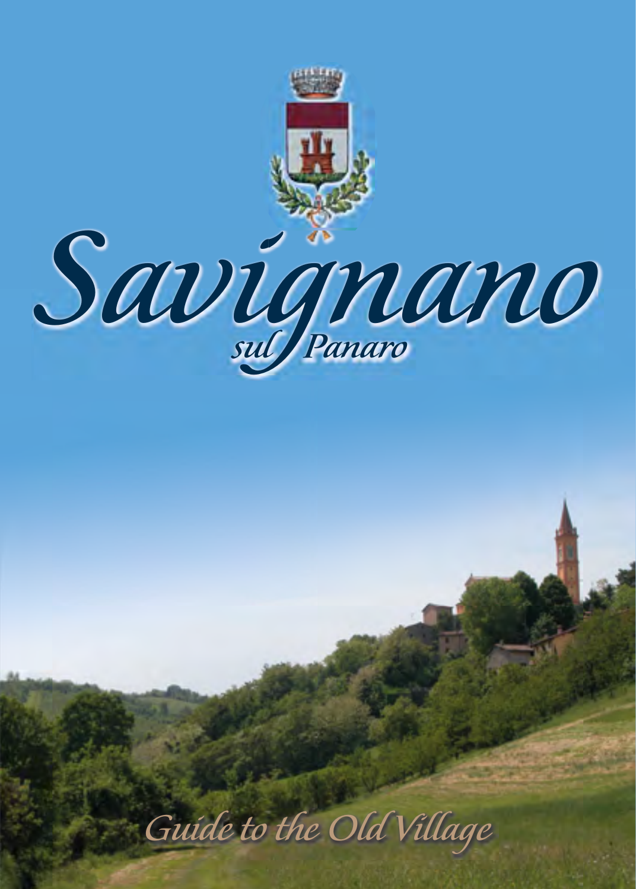# Savignano
## sul Panaro

*Guide to the Old Village*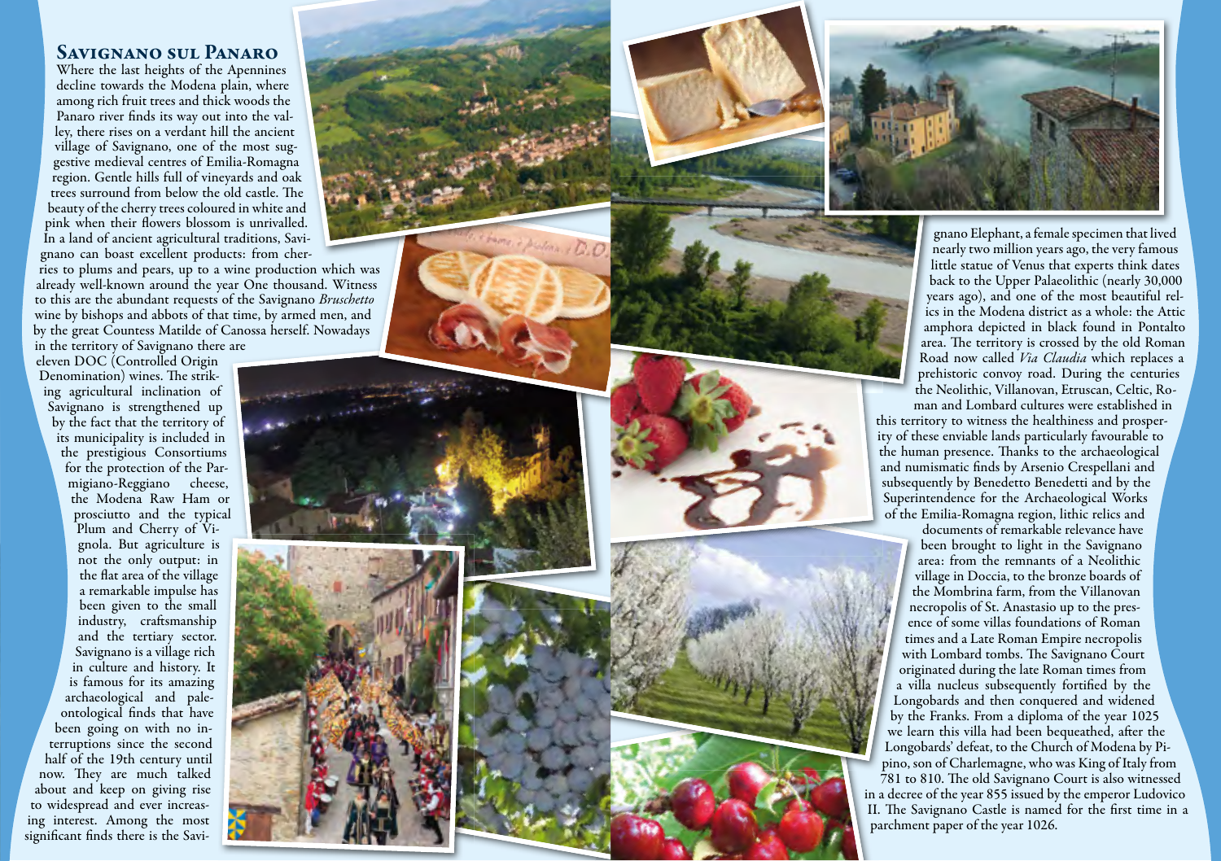## Savignano sul Panaro

Where the last heights of the Apennines decline towards the Modena plain, where among rich fruit trees and thick woods the Panaro river finds its way out into the valley, there rises on a verdant hill the ancient village of Savignano, one of the most suggestive medieval centres of Emilia-Romagna region. Gentle hills full of vineyards and oak trees surround from below the old castle. The beauty of the cherry trees coloured in white and pink when their flowers blossom is unrivalled. In a land of ancient agricultural traditions, Savignano can boast excellent products: from cherries to plums and pears, up to a wine production which was already well-known around the year One thousand. Witness to this are the abundant requests of the Savignano *Bruschetto* wine by bishops and abbots of that time, by armed men, and by the great Countess Matilde of Canossa herself. Nowadays in the territory of Savignano there are eleven DOC (Controlled Origin Denomination) wines. The striking agricultural inclination of Savignano is strengthened up by the fact that the territory of its municipality is included in the prestigious Consortiums for the protection of the Parmigiano-Reggiano cheese, the Modena Raw Ham or prosciutto and the typical Plum and Cherry of Vignola. But agriculture is not the only output: in the flat area of the village a remarkable impulse has been given to the small industry, craftsmanship and the tertiary sector. Savignano is a village rich in culture and history. It is famous for its amazing archaeological and paleontological finds that have been going on with no interruptions since the second half of the 19th century until now. They are much talked about and keep on giving rise to widespread and ever increasing interest. Among the most significant finds there is the Savignano Elephant, a female specimen that lived nearly two million years ago, the very famous little statue of Venus that experts think dates back to the Upper Palaeolithic (nearly 30,000 years ago), and one of the most beautiful relics in the Modena district as a whole: the Attic amphora depicted in black found in Pontalto area. The territory is crossed by the old Roman Road now called *Via Claudia* which replaces a prehistoric convoy road. During the centuries the Neolithic, Villanovan, Etruscan, Celtic, Roman and Lombard cultures were established in this territory to witness the healthiness and prosperity of these enviable lands particularly favourable to the human presence. Thanks to the archaeological and numismatic finds by Arsenio Crespellani and subsequently by Benedetto Benedetti and by the Superintendence for the Archaeological Works of the Emilia-Romagna region, lithic relics and documents of remarkable relevance have been brought to light in the Savignano area: from the remnants of a Neolithic village in Doccia, to the bronze boards of the Mombrina farm, from the Villanovan necropolis of St. Anastasio up to the presence of some villas foundations of Roman times and a Late Roman Empire necropolis with Lombard tombs. The Savignano Court originated during the late Roman times from a villa nucleus subsequently fortified by the Longobards and then conquered and widened by the Franks. From a diploma of the year 1025 we learn this villa had been bequeathed, after the Longobards' defeat, to the Church of Modena by Pipino, son of Charlemagne, who was King of Italy from 781 to 810. The old Savignano Court is also witnessed in a decree of the year 855 issued by the emperor Ludovico II. The Savignano Castle is named for the first time in a parchment paper of the year 1026.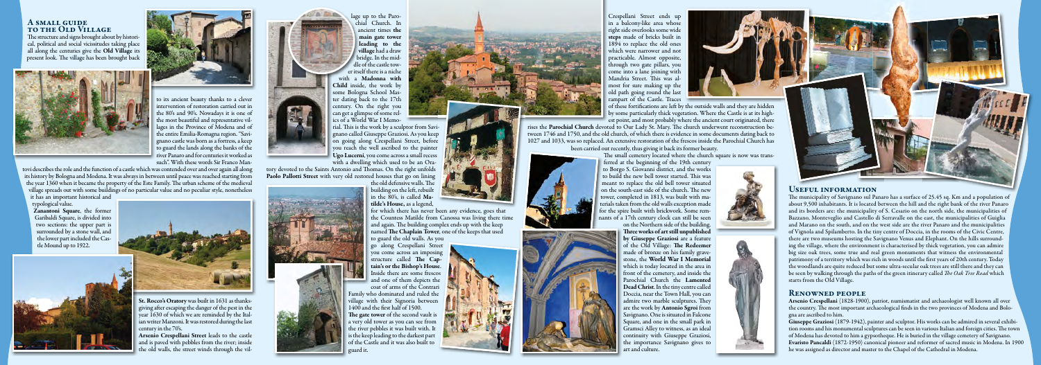## A small guide to the Old Village

The structure and signs brought about by historical, political and social vicissitudes taking place all along the centuries give the **Old Village** its present look. The village has been brought back to its ancient beauty thanks to a clever intervention of restoration carried out in the 80's and 90's. Nowadays it is one of the most beautiful and representative villages in the Province of Modena and of the entire Emilia-Romagna region. "Savignano castle was born as a fortress, a keep to guard the lands along the banks of the river Panaro and for centuries it worked as such". With these words Sir Franco Mantovi describes the role and the function of a castle which was contended over and over again all along its history by Bologna and Modena. It was always in between until peace was reached starting from the year 1360 when it became the property of the Este Family. The urban scheme of the medieval village spreads out with some buildings of no particular value and no peculiar style, nonetheless it has an important historical and typological value.

**Zanantoni Square**, the former Garibaldi Square, is divided into two sections: the upper part is surrounded by a stone wall, and the lower part included the Castle Mound up to 1922.

**St. Rocco's Oratory** was built in 1631 as thanksgiving after escaping the danger of the pest in the year 1630 of which we are reminded by the Italian writer Manzoni. It was restored during the last century in the 70's.

**Arsenio Crespellani Street** leads to the castle and is paved with pebbles from the river; inside the old walls, the street winds through the village up to the Parochial Church. In ancient times **the main gate tower leading to the village** had a draw bridge. In the middle of the castle tower itself there is a niche with a **Madonna with Child** inside, the work by some Bologna School Master dating back to the 17th century. On the right you can get a glimpse of some relics of a World War I Memorial. This is the work by a sculptor from Savignano called Giuseppe Graziosi. As you keep on going along Crespellani Street, before you reach the well ascribed to the painter **Ugo Lucerni**, you come across a small recess with a dwelling which used to be an Oratory devoted to the Saints Antonio and Thomas. On the right unfolds **Paolo Pallotti Street** with very old restored houses that go on lining the old defensive walls. The building on the left, rebuilt in the 80's, is called **Matilde's House**, as a legend, for which there has never been any evidence, goes that the Countess Matilde from Canossa was living there time and again. The building complex ends up with the keep named **The Chaplain Tower**, one of the keeps that used to guard the old walls. As you go along Crespellani Street you come across an imposing structure called **The Captain's or the Bishop's House**. Inside there are some frescos and one of them depicts the coat of arms of the Contrari Family who dominated and ruled the village with their Signoria between 1400 and the first half of 1500.

**The gate tower** of the second vault is a very old tower as you can see from the river pebbles it was built with. It is the keep leading to the darkest part of the Castle and it was also built to guard it.

Crespellani Street ends up in a balcony-like area whose right side overlooks some wide **steps** made of bricks built in 1894 to replace the old ones which were narrower and not practicable. Almost opposite, through two gate pillars, you come into a lane joining with Mandria Street. This was almost for sure making up the old path going round the last rampart of the Castle. Traces of these fortifications are left by the outside walls and they are hidden by some particularly thick vegetation. Where the Castle is at its highest point, and most probably where the ancient court originated, there rises the **Parochial Church** devoted to Our Lady St. Mary. The church underwent reconstruction between 1746 and 1750, and the old church, of which there is evidence in some documents dating back to 1027 and 1033, was so replaced. An extensive restoration of the frescos inside the Parochial Church has been carried out recently, thus giving it back its former beauty.

The small cemetery located where the church square is now was transferred at the beginning of the 19th century to Borgo S. Giovanni district, and the works to build the new bell tower started. This was meant to replace the old bell tower situated on the south-east side of the church. The new tower, completed in 1813, was built with materials taken from the old walls exception made for the spire built with brickwork. Some remnants of a 17th century clock can still be seen on the Northern side of the building.

**Three works of art still unpublished by Giuseppe Graziosi** are a feature of the Old Village: **The Redeemer** made of bronze on his family gravestone; the **World War I Memorial** which is today located in the area in front of the cemetery, and inside the Parochial Church the **Lamented Dead Christ**. In the tiny centre called Doccia, near the Town Hall, you can admire two marble sculptures. They are the work by **Antonio Sgroi** from Savignano. One is situated in Falcone Square, and one in the small park in Gramsci Alley to witness, as an ideal continuity with Giuseppe Graziosi, the importance Savignano gives to art and culture.

## Useful information

The municipality of Savignano sul Panaro has a surface of 25.45 sq. Km and a population of about 9,500 inhabitants. It is located between the hill and the right bank of the river Panaro and its borders are: the municipality of S. Cesario on the north side, the municipalities of Bazzano, Monteveglio and Castello di Serravalle on the east, the municipalities of Guiglia and Marano on the south, and on the west side are the river Panaro and the municipalities of Vignola and Spilamberto. In the tiny centre of Doccia, in the rooms of the Civic Centre, there are two museums hosting the Savignano Venus and Elephant. On the hills surrounding the village, where the environment is characterised by thick vegetation, you can admire big size oak trees, some true and real green monuments that witness the environmental patrimony of a territory which was rich in woods until the first years of 20th century. Today the woodlands are quite reduced but some ultra-secular oak trees are still there and they can be seen by walking through the paths of the green itinerary called *The Oak Tree Road* which starts from the Old Village.

## Renowned people

**Arsenio Crespellani** (1828-1900), patriot, numismatist and archaeologist well known all over the country. The most important archaeological finds in the two provinces of Modena and Bologna are ascribed to him.

**Giuseppe Graziosi** (1879-1942), painter and sculptor. His works can be admired in several exhibition rooms and his monumental sculptures can be seen in various Italian and foreign cities. The town of Modena has devoted to him a gypsotheque. He is buried in the village cemetery of Savignano.

**Evaristo Pancaldi** (1872-1950) canonical pioneer and reformer of sacred music in Modena. In 1900 he was assigned as director and master to the Chapel of the Cathedral in Modena.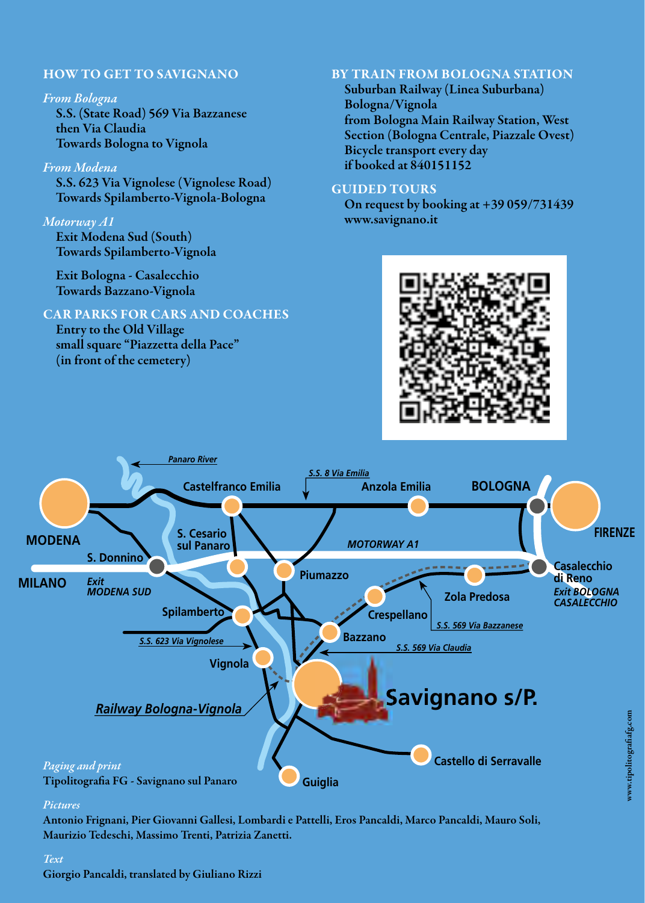## HOW TO GET TO SAVIGNANO

*From Bologna*

S.S. (State Road) 569 Via Bazzanese
then Via Claudia
Towards Bologna to Vignola

*From Modena*

S.S. 623 Via Vignolese (Vignolese Road)
Towards Spilamberto-Vignola-Bologna

*Motorway A1*

Exit Modena Sud (South)
Towards Spilamberto-Vignola

Exit Bologna - Casalecchio
Towards Bazzano-Vignola

## CAR PARKS FOR CARS AND COACHES

Entry to the Old Village
small square "Piazzetta della Pace"
(in front of the cemetery)

## BY TRAIN FROM BOLOGNA STATION

Suburban Railway (Linea Suburbana)
Bologna/Vignola
from Bologna Main Railway Station, West Section (Bologna Centrale, Piazzale Ovest)
Bicycle transport every day
if booked at 840151152

## GUIDED TOURS

On request by booking at +39 059/731439
www.savignano.it

Panaro River
S.S. 8 Via Emilia
Castelfranco Emilia
Anzola Emilia
BOLOGNA
FIRENZE
MODENA
S. Cesario sul Panaro
MOTORWAY A1
S. Donnino
MILANO
Exit MODENA SUD
Piumazzo
Casalecchio di Reno
Exit BOLOGNA CASALECCHIO
Zola Predosa
Spilamberto
Crespellano
S.S. 569 Via Bazzanese
Bazzano
S.S. 623 Via Vignolese
S.S. 569 Via Claudia
Vignola
Savignano s/P.
Railway Bologna-Vignola
Castello di Serravalle
Guiglia

*Paging and print*

Tipolitografia FG - Savignano sul Panaro

*Pictures*

Antonio Frignani, Pier Giovanni Gallesi, Lombardi e Pattelli, Eros Pancaldi, Marco Pancaldi, Mauro Soli, Maurizio Tedeschi, Massimo Trenti, Patrizia Zanetti.

*Text*

Giorgio Pancaldi, translated by Giuliano Rizzi

www.tipolitografiafg.com